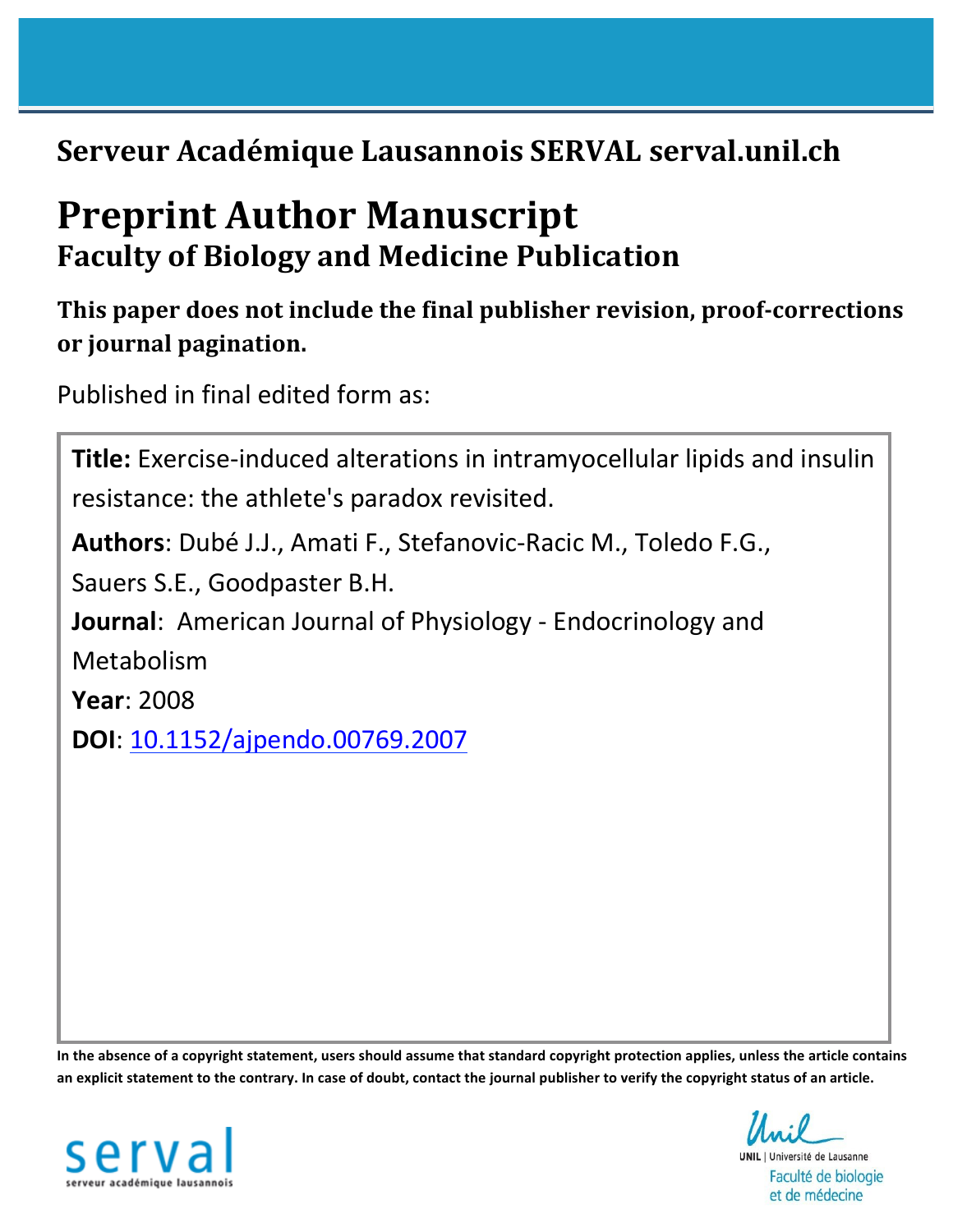**Serveur Académique Lausannois SERVAL serval.unil.ch**

# Preprint Author Manuscript

## Faculty of Biology and Medicine Publication

**This paper does not include the final publisher revision, proof-corrections or journal pagination.**

Published in final edited form as:

**Title:** Exercise-induced alterations in intramyocellular lipids and insulin resistance: the athlete's paradox revisited.

**Authors**: Dubé J.J., Amati F., Stefanovic-Racic M., Toledo F.G., Sauers S.E., Goodpaster B.H.

**Journal**: American Journal of Physiology - Endocrinology and Metabolism

**Year**: 2008

**DOI**: 10.1152/ajpendo.00769.2007

**In the absence of a copyright statement, users should assume that standard copyright protection applies, unless the article contains an explicit statement to the contrary. In case of doubt, contact the journal publisher to verify the copyright status of an article.**

serval
serveur académique lausannois

Unil
UNIL | Université de Lausanne
Faculté de biologie et de médecine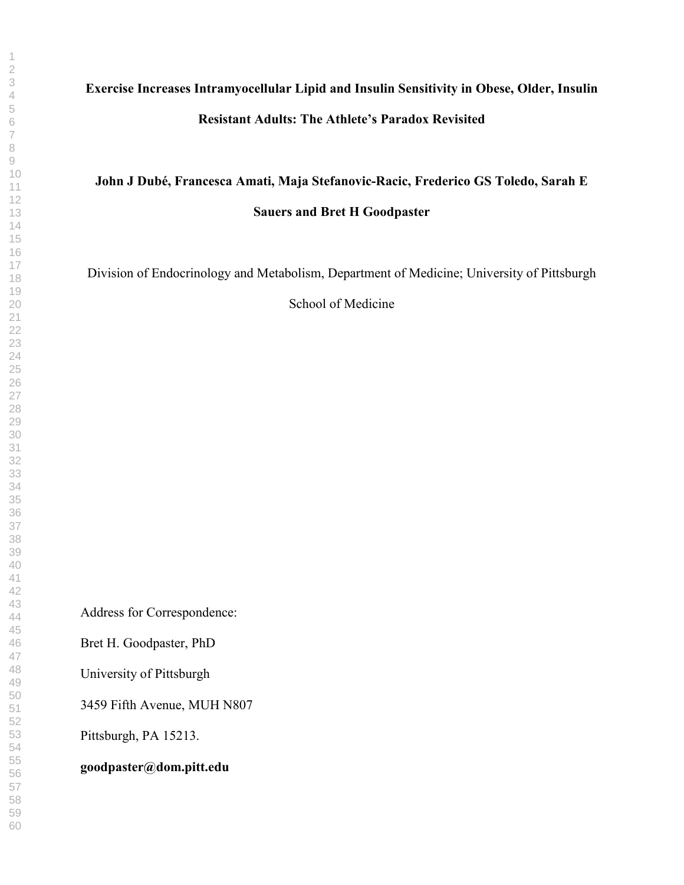# Exercise Increases Intramyocellular Lipid and Insulin Sensitivity in Obese, Older, Insulin Resistant Adults: The Athlete's Paradox Revisited

**John J Dubé, Francesca Amati, Maja Stefanovic-Racic, Frederico GS Toledo, Sarah E Sauers and Bret H Goodpaster**

Division of Endocrinology and Metabolism, Department of Medicine; University of Pittsburgh School of Medicine

Address for Correspondence:

Bret H. Goodpaster, PhD

University of Pittsburgh

3459 Fifth Avenue, MUH N807

Pittsburgh, PA 15213.

**goodpaster@dom.pitt.edu**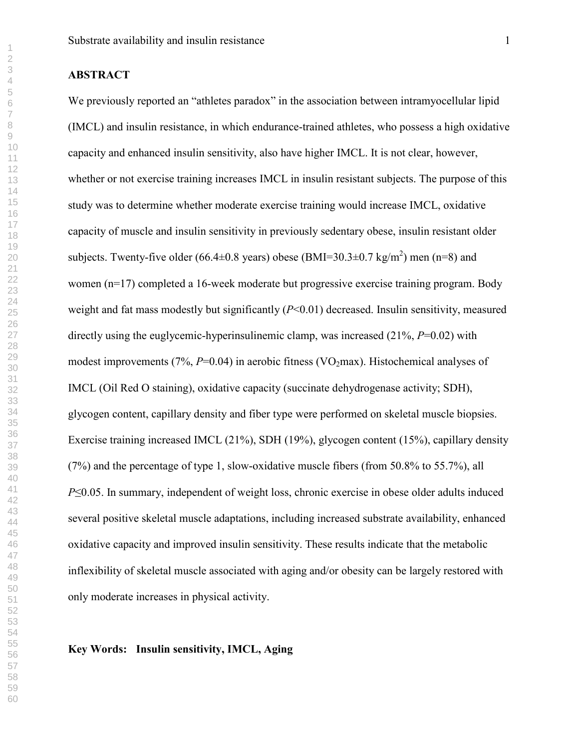## ABSTRACT

We previously reported an "athletes paradox" in the association between intramyocellular lipid (IMCL) and insulin resistance, in which endurance-trained athletes, who possess a high oxidative capacity and enhanced insulin sensitivity, also have higher IMCL. It is not clear, however, whether or not exercise training increases IMCL in insulin resistant subjects. The purpose of this study was to determine whether moderate exercise training would increase IMCL, oxidative capacity of muscle and insulin sensitivity in previously sedentary obese, insulin resistant older subjects. Twenty-five older (66.4±0.8 years) obese (BMI=30.3±0.7 kg/m$^2$) men (n=8) and women (n=17) completed a 16-week moderate but progressive exercise training program. Body weight and fat mass modestly but significantly ($P$<0.01) decreased. Insulin sensitivity, measured directly using the euglycemic-hyperinsulinemic clamp, was increased (21%, $P$=0.02) with modest improvements (7%, $P$=0.04) in aerobic fitness ($VO_2$max). Histochemical analyses of IMCL (Oil Red O staining), oxidative capacity (succinate dehydrogenase activity; SDH), glycogen content, capillary density and fiber type were performed on skeletal muscle biopsies. Exercise training increased IMCL (21%), SDH (19%), glycogen content (15%), capillary density (7%) and the percentage of type 1, slow-oxidative muscle fibers (from 50.8% to 55.7%), all $P$≤0.05. In summary, independent of weight loss, chronic exercise in obese older adults induced several positive skeletal muscle adaptations, including increased substrate availability, enhanced oxidative capacity and improved insulin sensitivity. These results indicate that the metabolic inflexibility of skeletal muscle associated with aging and/or obesity can be largely restored with only moderate increases in physical activity.

**Key Words: Insulin sensitivity, IMCL, Aging**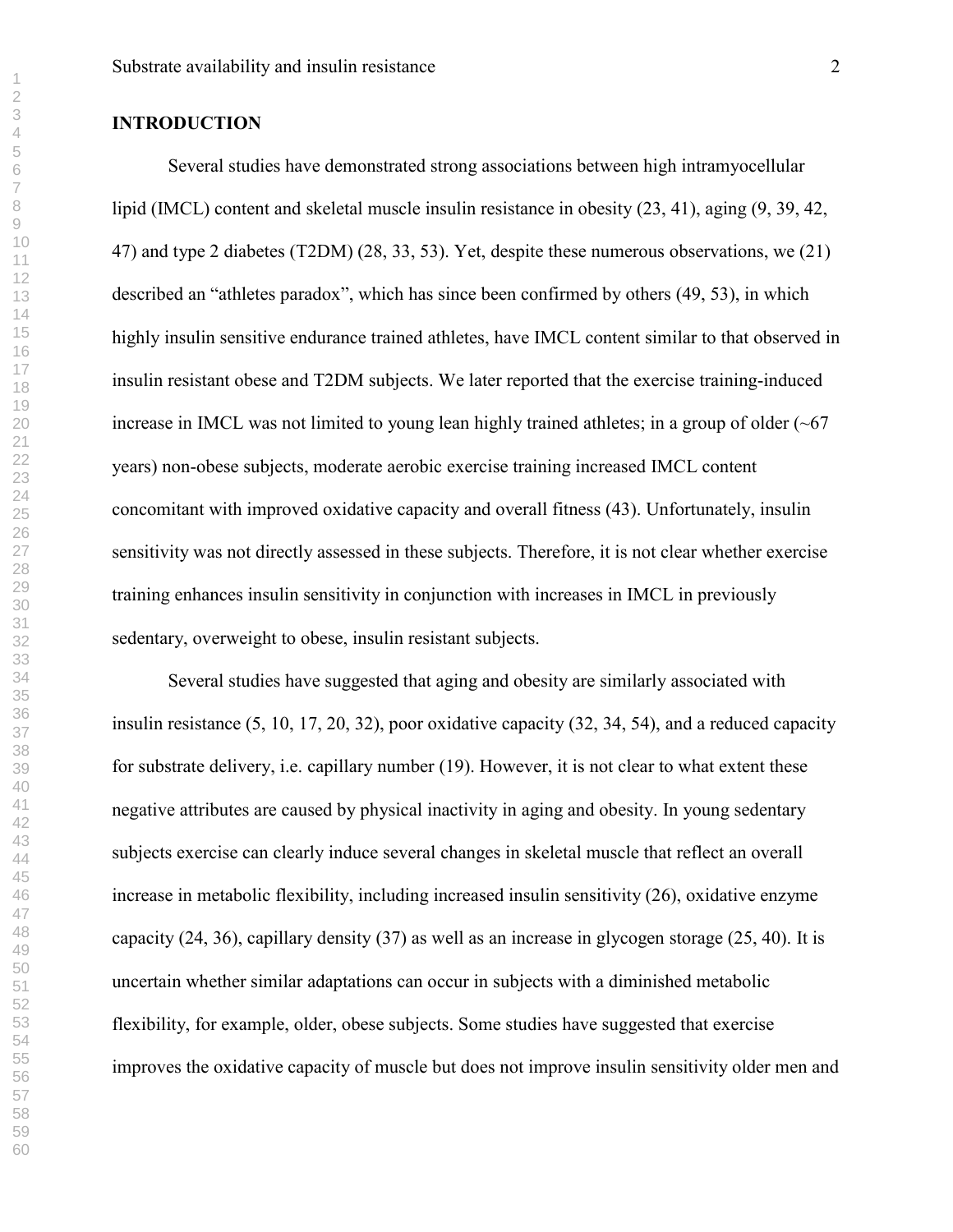## INTRODUCTION

Several studies have demonstrated strong associations between high intramyocellular lipid (IMCL) content and skeletal muscle insulin resistance in obesity (23, 41), aging (9, 39, 42, 47) and type 2 diabetes (T2DM) (28, 33, 53). Yet, despite these numerous observations, we (21) described an "athletes paradox", which has since been confirmed by others (49, 53), in which highly insulin sensitive endurance trained athletes, have IMCL content similar to that observed in insulin resistant obese and T2DM subjects. We later reported that the exercise training-induced increase in IMCL was not limited to young lean highly trained athletes; in a group of older (~67 years) non-obese subjects, moderate aerobic exercise training increased IMCL content concomitant with improved oxidative capacity and overall fitness (43). Unfortunately, insulin sensitivity was not directly assessed in these subjects. Therefore, it is not clear whether exercise training enhances insulin sensitivity in conjunction with increases in IMCL in previously sedentary, overweight to obese, insulin resistant subjects.

Several studies have suggested that aging and obesity are similarly associated with insulin resistance (5, 10, 17, 20, 32), poor oxidative capacity (32, 34, 54), and a reduced capacity for substrate delivery, i.e. capillary number (19). However, it is not clear to what extent these negative attributes are caused by physical inactivity in aging and obesity. In young sedentary subjects exercise can clearly induce several changes in skeletal muscle that reflect an overall increase in metabolic flexibility, including increased insulin sensitivity (26), oxidative enzyme capacity (24, 36), capillary density (37) as well as an increase in glycogen storage (25, 40). It is uncertain whether similar adaptations can occur in subjects with a diminished metabolic flexibility, for example, older, obese subjects. Some studies have suggested that exercise improves the oxidative capacity of muscle but does not improve insulin sensitivity older men and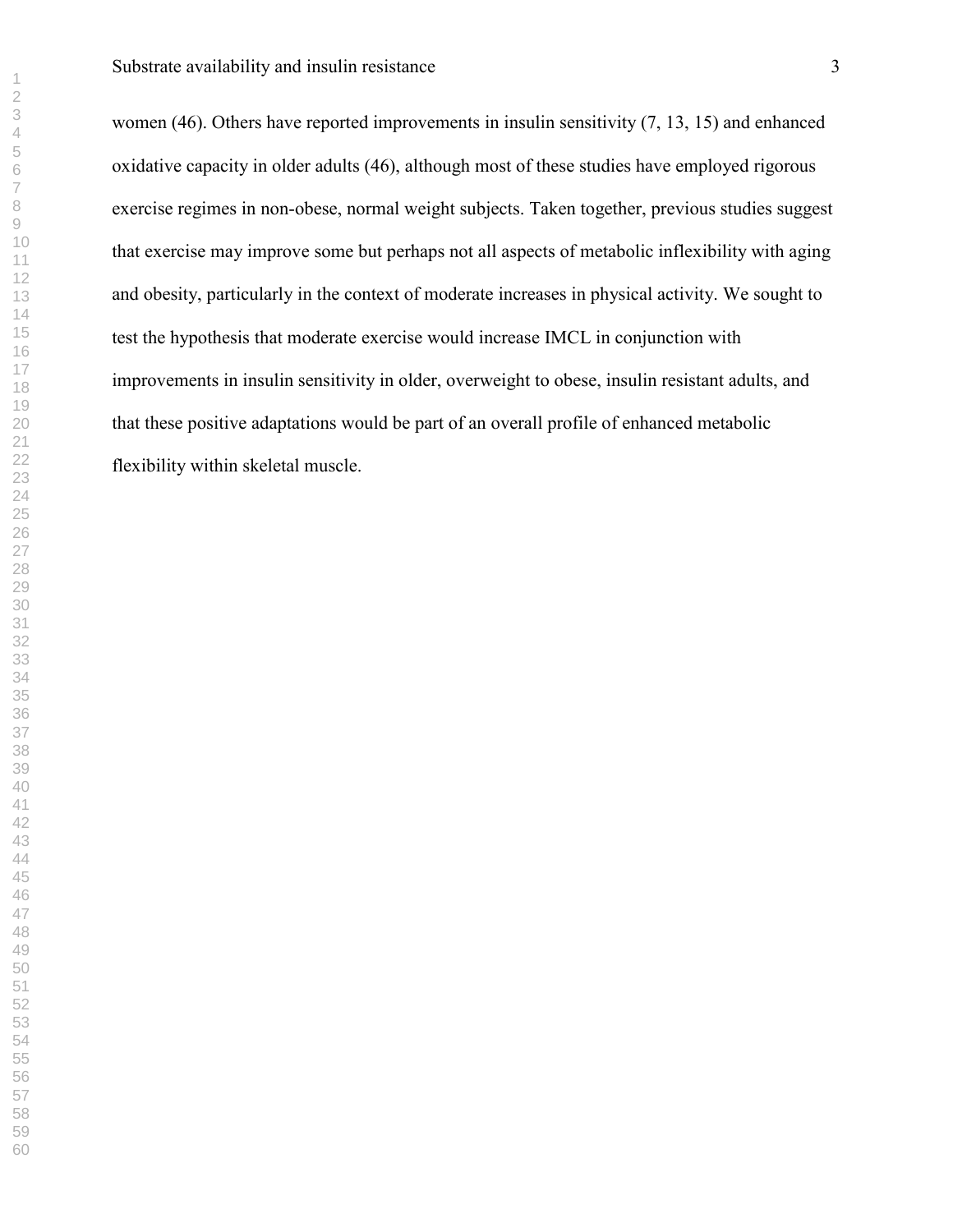women (46). Others have reported improvements in insulin sensitivity (7, 13, 15) and enhanced oxidative capacity in older adults (46), although most of these studies have employed rigorous exercise regimes in non-obese, normal weight subjects. Taken together, previous studies suggest that exercise may improve some but perhaps not all aspects of metabolic inflexibility with aging and obesity, particularly in the context of moderate increases in physical activity. We sought to test the hypothesis that moderate exercise would increase IMCL in conjunction with improvements in insulin sensitivity in older, overweight to obese, insulin resistant adults, and that these positive adaptations would be part of an overall profile of enhanced metabolic flexibility within skeletal muscle.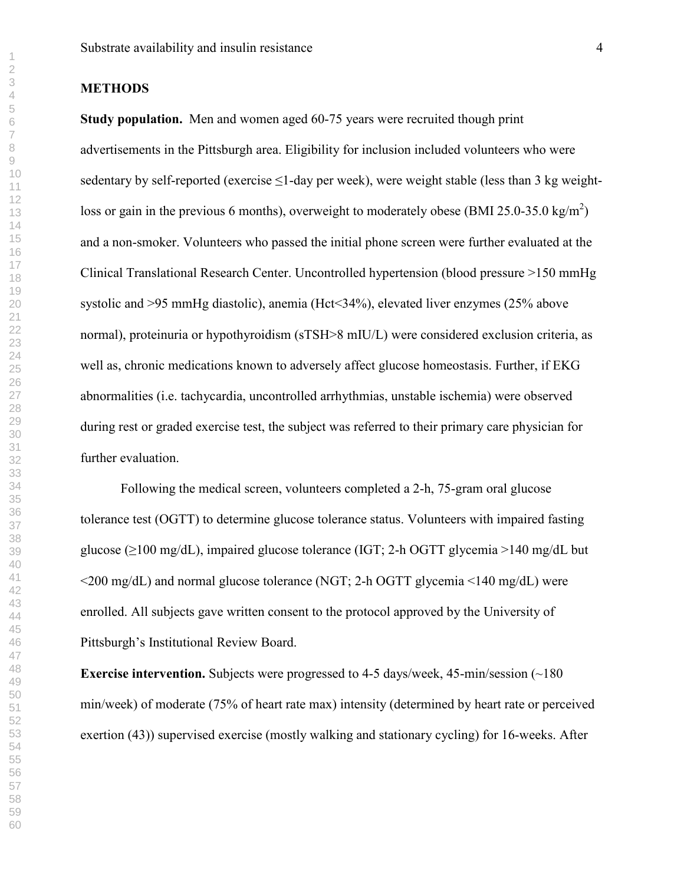## METHODS

**Study population.** Men and women aged 60-75 years were recruited though print advertisements in the Pittsburgh area. Eligibility for inclusion included volunteers who were sedentary by self-reported (exercise ≤1-day per week), were weight stable (less than 3 kg weight-loss or gain in the previous 6 months), overweight to moderately obese (BMI 25.0-35.0 kg/m$^2$) and a non-smoker. Volunteers who passed the initial phone screen were further evaluated at the Clinical Translational Research Center. Uncontrolled hypertension (blood pressure >150 mmHg systolic and >95 mmHg diastolic), anemia (Hct<34%), elevated liver enzymes (25% above normal), proteinuria or hypothyroidism (sTSH>8 mIU/L) were considered exclusion criteria, as well as, chronic medications known to adversely affect glucose homeostasis. Further, if EKG abnormalities (i.e. tachycardia, uncontrolled arrhythmias, unstable ischemia) were observed during rest or graded exercise test, the subject was referred to their primary care physician for further evaluation.

Following the medical screen, volunteers completed a 2-h, 75-gram oral glucose tolerance test (OGTT) to determine glucose tolerance status. Volunteers with impaired fasting glucose (≥100 mg/dL), impaired glucose tolerance (IGT; 2-h OGTT glycemia >140 mg/dL but <200 mg/dL) and normal glucose tolerance (NGT; 2-h OGTT glycemia <140 mg/dL) were enrolled. All subjects gave written consent to the protocol approved by the University of Pittsburgh's Institutional Review Board.

**Exercise intervention.** Subjects were progressed to 4-5 days/week, 45-min/session (~180 min/week) of moderate (75% of heart rate max) intensity (determined by heart rate or perceived exertion (43)) supervised exercise (mostly walking and stationary cycling) for 16-weeks. After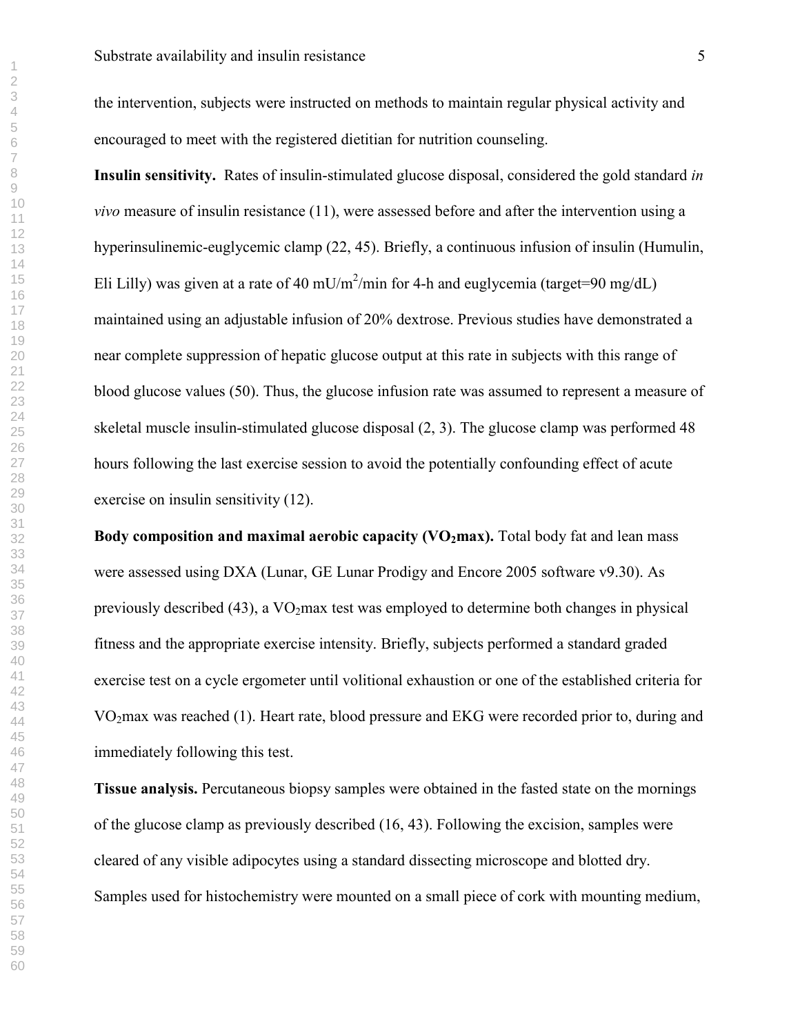the intervention, subjects were instructed on methods to maintain regular physical activity and encouraged to meet with the registered dietitian for nutrition counseling.

**Insulin sensitivity.** Rates of insulin-stimulated glucose disposal, considered the gold standard *in vivo* measure of insulin resistance (11), were assessed before and after the intervention using a hyperinsulinemic-euglycemic clamp (22, 45). Briefly, a continuous infusion of insulin (Humulin, Eli Lilly) was given at a rate of 40 mU/$m^2$/min for 4-h and euglycemia (target=90 mg/dL) maintained using an adjustable infusion of 20% dextrose. Previous studies have demonstrated a near complete suppression of hepatic glucose output at this rate in subjects with this range of blood glucose values (50). Thus, the glucose infusion rate was assumed to represent a measure of skeletal muscle insulin-stimulated glucose disposal (2, 3). The glucose clamp was performed 48 hours following the last exercise session to avoid the potentially confounding effect of acute exercise on insulin sensitivity (12).

**Body composition and maximal aerobic capacity ($VO_2$max).** Total body fat and lean mass were assessed using DXA (Lunar, GE Lunar Prodigy and Encore 2005 software v9.30). As previously described (43), a $VO_2$max test was employed to determine both changes in physical fitness and the appropriate exercise intensity. Briefly, subjects performed a standard graded exercise test on a cycle ergometer until volitional exhaustion or one of the established criteria for $VO_2$max was reached (1). Heart rate, blood pressure and EKG were recorded prior to, during and immediately following this test.

**Tissue analysis.** Percutaneous biopsy samples were obtained in the fasted state on the mornings of the glucose clamp as previously described (16, 43). Following the excision, samples were cleared of any visible adipocytes using a standard dissecting microscope and blotted dry. Samples used for histochemistry were mounted on a small piece of cork with mounting medium,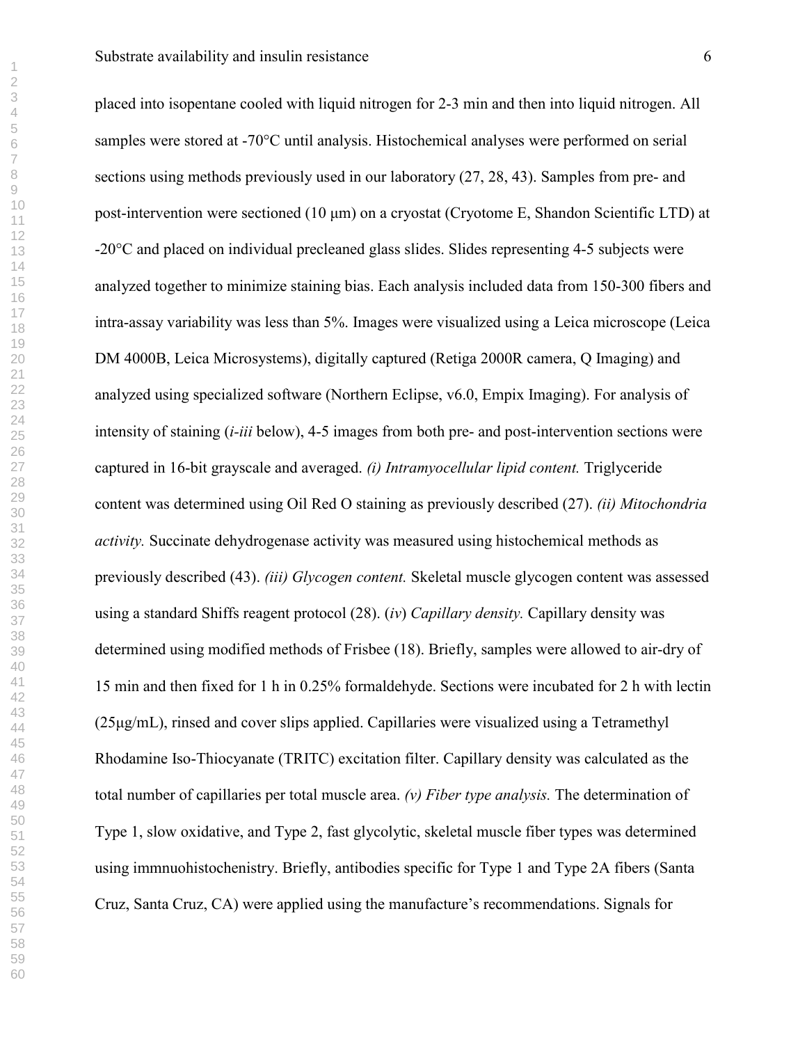placed into isopentane cooled with liquid nitrogen for 2-3 min and then into liquid nitrogen. All samples were stored at -70°C until analysis. Histochemical analyses were performed on serial sections using methods previously used in our laboratory (27, 28, 43). Samples from pre- and post-intervention were sectioned (10 µm) on a cryostat (Cryotome E, Shandon Scientific LTD) at -20°C and placed on individual precleaned glass slides. Slides representing 4-5 subjects were analyzed together to minimize staining bias. Each analysis included data from 150-300 fibers and intra-assay variability was less than 5%. Images were visualized using a Leica microscope (Leica DM 4000B, Leica Microsystems), digitally captured (Retiga 2000R camera, Q Imaging) and analyzed using specialized software (Northern Eclipse, v6.0, Empix Imaging). For analysis of intensity of staining (*i-iii* below), 4-5 images from both pre- and post-intervention sections were captured in 16-bit grayscale and averaged. *(i) Intramyocellular lipid content.* Triglyceride content was determined using Oil Red O staining as previously described (27). *(ii) Mitochondria activity.* Succinate dehydrogenase activity was measured using histochemical methods as previously described (43). *(iii) Glycogen content.* Skeletal muscle glycogen content was assessed using a standard Shiffs reagent protocol (28). (*iv*) *Capillary density.* Capillary density was determined using modified methods of Frisbee (18). Briefly, samples were allowed to air-dry of 15 min and then fixed for 1 h in 0.25% formaldehyde. Sections were incubated for 2 h with lectin (25µg/mL), rinsed and cover slips applied. Capillaries were visualized using a Tetramethyl Rhodamine Iso-Thiocyanate (TRITC) excitation filter. Capillary density was calculated as the total number of capillaries per total muscle area. *(v) Fiber type analysis.* The determination of Type 1, slow oxidative, and Type 2, fast glycolytic, skeletal muscle fiber types was determined using immnuohistochenistry. Briefly, antibodies specific for Type 1 and Type 2A fibers (Santa Cruz, Santa Cruz, CA) were applied using the manufacture's recommendations. Signals for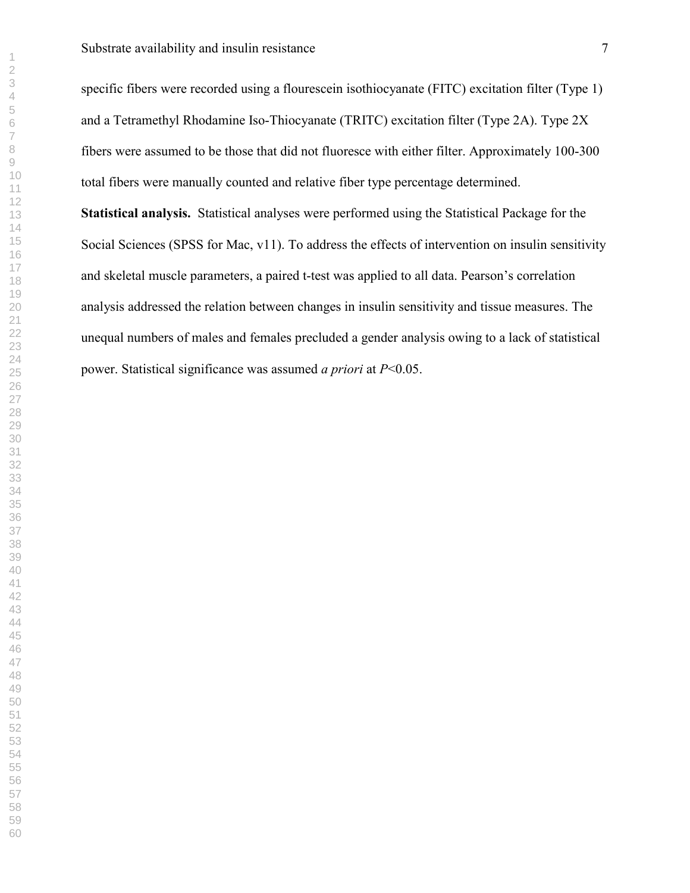specific fibers were recorded using a flourescein isothiocyanate (FITC) excitation filter (Type 1) and a Tetramethyl Rhodamine Iso-Thiocyanate (TRITC) excitation filter (Type 2A). Type 2X fibers were assumed to be those that did not fluoresce with either filter. Approximately 100-300 total fibers were manually counted and relative fiber type percentage determined.

**Statistical analysis.** Statistical analyses were performed using the Statistical Package for the Social Sciences (SPSS for Mac, v11). To address the effects of intervention on insulin sensitivity and skeletal muscle parameters, a paired t-test was applied to all data. Pearson's correlation analysis addressed the relation between changes in insulin sensitivity and tissue measures. The unequal numbers of males and females precluded a gender analysis owing to a lack of statistical power. Statistical significance was assumed *a priori* at $P<0.05$.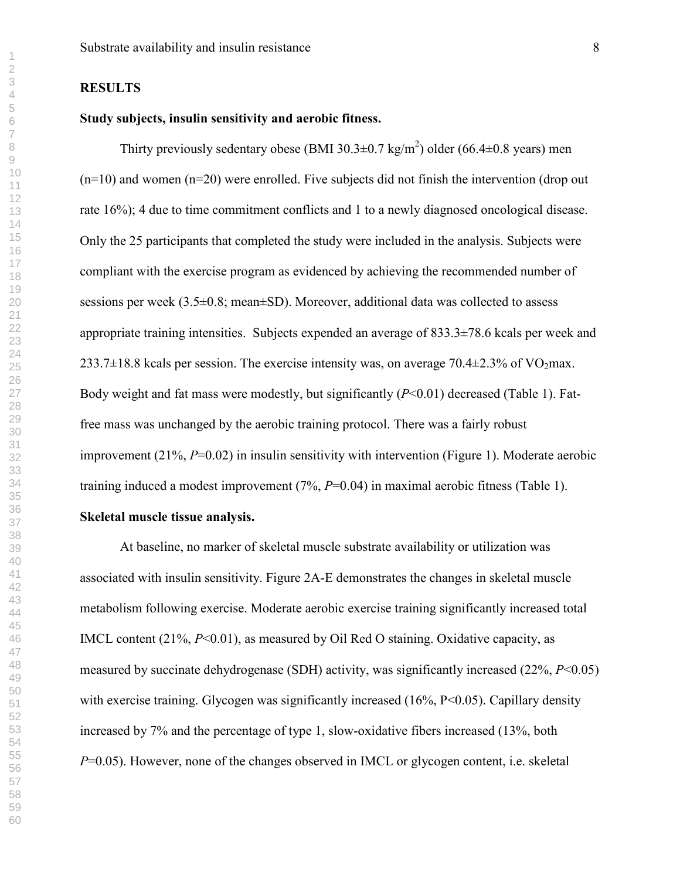## RESULTS

### Study subjects, insulin sensitivity and aerobic fitness.

Thirty previously sedentary obese (BMI 30.3±0.7 kg/m$^2$) older (66.4±0.8 years) men (n=10) and women (n=20) were enrolled. Five subjects did not finish the intervention (drop out rate 16%); 4 due to time commitment conflicts and 1 to a newly diagnosed oncological disease. Only the 25 participants that completed the study were included in the analysis. Subjects were compliant with the exercise program as evidenced by achieving the recommended number of sessions per week (3.5±0.8; mean±SD). Moreover, additional data was collected to assess appropriate training intensities. Subjects expended an average of 833.3±78.6 kcals per week and 233.7±18.8 kcals per session. The exercise intensity was, on average 70.4±2.3% of $VO_2$max. Body weight and fat mass were modestly, but significantly ($P$<0.01) decreased (Table 1). Fat-free mass was unchanged by the aerobic training protocol. There was a fairly robust improvement (21%, $P$=0.02) in insulin sensitivity with intervention (Figure 1). Moderate aerobic training induced a modest improvement (7%, $P$=0.04) in maximal aerobic fitness (Table 1).

### Skeletal muscle tissue analysis.

At baseline, no marker of skeletal muscle substrate availability or utilization was associated with insulin sensitivity. Figure 2A-E demonstrates the changes in skeletal muscle metabolism following exercise. Moderate aerobic exercise training significantly increased total IMCL content (21%, $P$<0.01), as measured by Oil Red O staining. Oxidative capacity, as measured by succinate dehydrogenase (SDH) activity, was significantly increased (22%, $P$<0.05) with exercise training. Glycogen was significantly increased (16%, P<0.05). Capillary density increased by 7% and the percentage of type 1, slow-oxidative fibers increased (13%, both $P$=0.05). However, none of the changes observed in IMCL or glycogen content, i.e. skeletal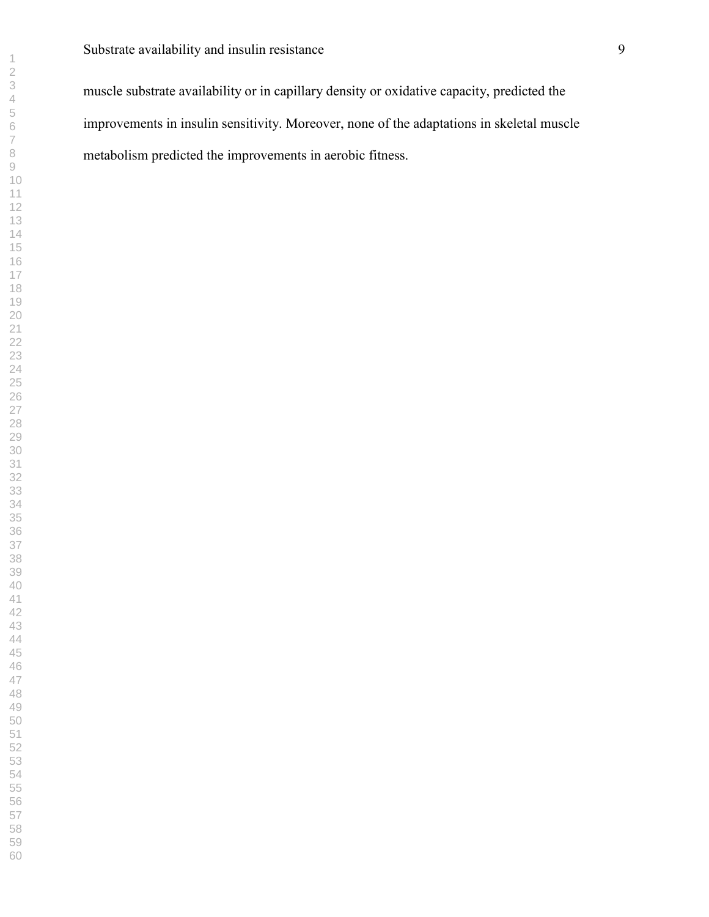muscle substrate availability or in capillary density or oxidative capacity, predicted the improvements in insulin sensitivity. Moreover, none of the adaptations in skeletal muscle metabolism predicted the improvements in aerobic fitness.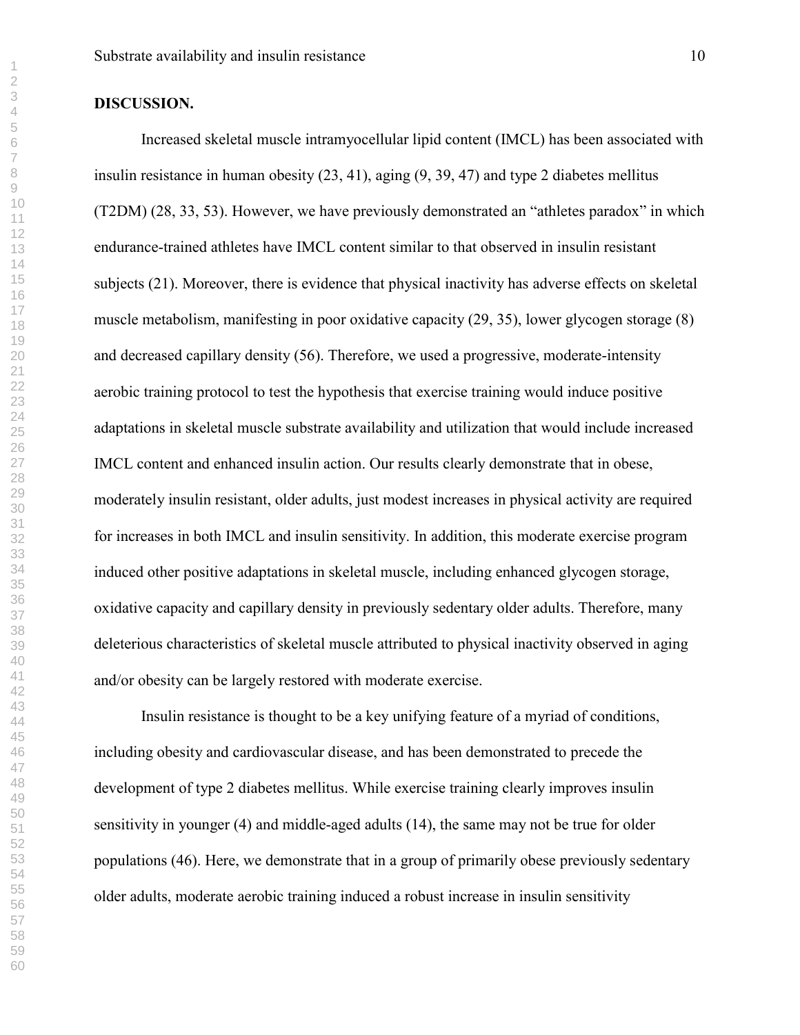## DISCUSSION.

Increased skeletal muscle intramyocellular lipid content (IMCL) has been associated with insulin resistance in human obesity (23, 41), aging (9, 39, 47) and type 2 diabetes mellitus (T2DM) (28, 33, 53). However, we have previously demonstrated an "athletes paradox" in which endurance-trained athletes have IMCL content similar to that observed in insulin resistant subjects (21). Moreover, there is evidence that physical inactivity has adverse effects on skeletal muscle metabolism, manifesting in poor oxidative capacity (29, 35), lower glycogen storage (8) and decreased capillary density (56). Therefore, we used a progressive, moderate-intensity aerobic training protocol to test the hypothesis that exercise training would induce positive adaptations in skeletal muscle substrate availability and utilization that would include increased IMCL content and enhanced insulin action. Our results clearly demonstrate that in obese, moderately insulin resistant, older adults, just modest increases in physical activity are required for increases in both IMCL and insulin sensitivity. In addition, this moderate exercise program induced other positive adaptations in skeletal muscle, including enhanced glycogen storage, oxidative capacity and capillary density in previously sedentary older adults. Therefore, many deleterious characteristics of skeletal muscle attributed to physical inactivity observed in aging and/or obesity can be largely restored with moderate exercise.

Insulin resistance is thought to be a key unifying feature of a myriad of conditions, including obesity and cardiovascular disease, and has been demonstrated to precede the development of type 2 diabetes mellitus. While exercise training clearly improves insulin sensitivity in younger (4) and middle-aged adults (14), the same may not be true for older populations (46). Here, we demonstrate that in a group of primarily obese previously sedentary older adults, moderate aerobic training induced a robust increase in insulin sensitivity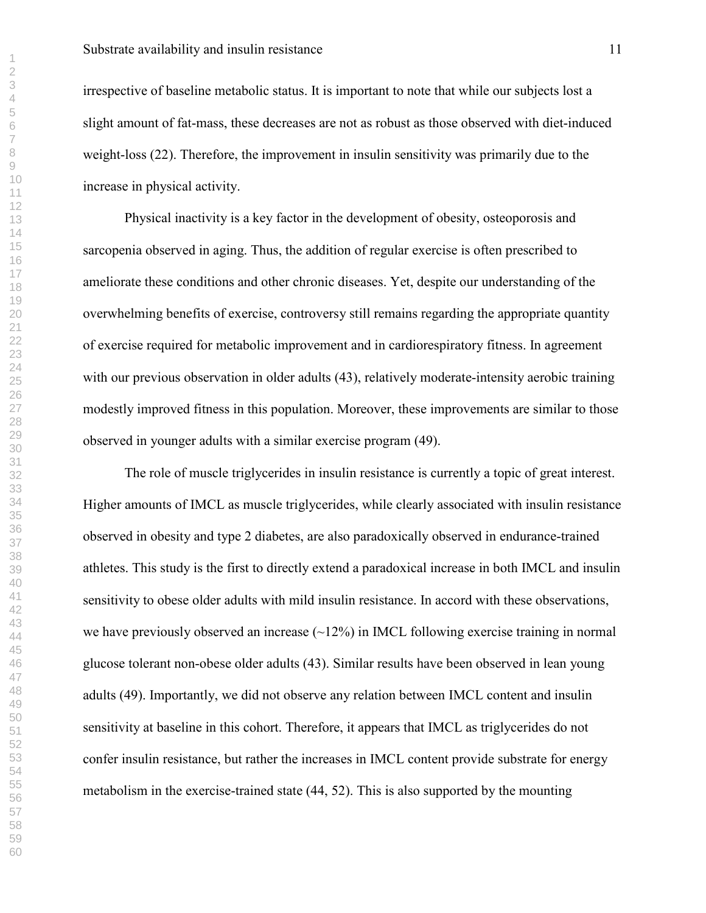irrespective of baseline metabolic status. It is important to note that while our subjects lost a slight amount of fat-mass, these decreases are not as robust as those observed with diet-induced weight-loss (22). Therefore, the improvement in insulin sensitivity was primarily due to the increase in physical activity.

Physical inactivity is a key factor in the development of obesity, osteoporosis and sarcopenia observed in aging. Thus, the addition of regular exercise is often prescribed to ameliorate these conditions and other chronic diseases. Yet, despite our understanding of the overwhelming benefits of exercise, controversy still remains regarding the appropriate quantity of exercise required for metabolic improvement and in cardiorespiratory fitness. In agreement with our previous observation in older adults (43), relatively moderate-intensity aerobic training modestly improved fitness in this population. Moreover, these improvements are similar to those observed in younger adults with a similar exercise program (49).

The role of muscle triglycerides in insulin resistance is currently a topic of great interest. Higher amounts of IMCL as muscle triglycerides, while clearly associated with insulin resistance observed in obesity and type 2 diabetes, are also paradoxically observed in endurance-trained athletes. This study is the first to directly extend a paradoxical increase in both IMCL and insulin sensitivity to obese older adults with mild insulin resistance. In accord with these observations, we have previously observed an increase (~12%) in IMCL following exercise training in normal glucose tolerant non-obese older adults (43). Similar results have been observed in lean young adults (49). Importantly, we did not observe any relation between IMCL content and insulin sensitivity at baseline in this cohort. Therefore, it appears that IMCL as triglycerides do not confer insulin resistance, but rather the increases in IMCL content provide substrate for energy metabolism in the exercise-trained state (44, 52). This is also supported by the mounting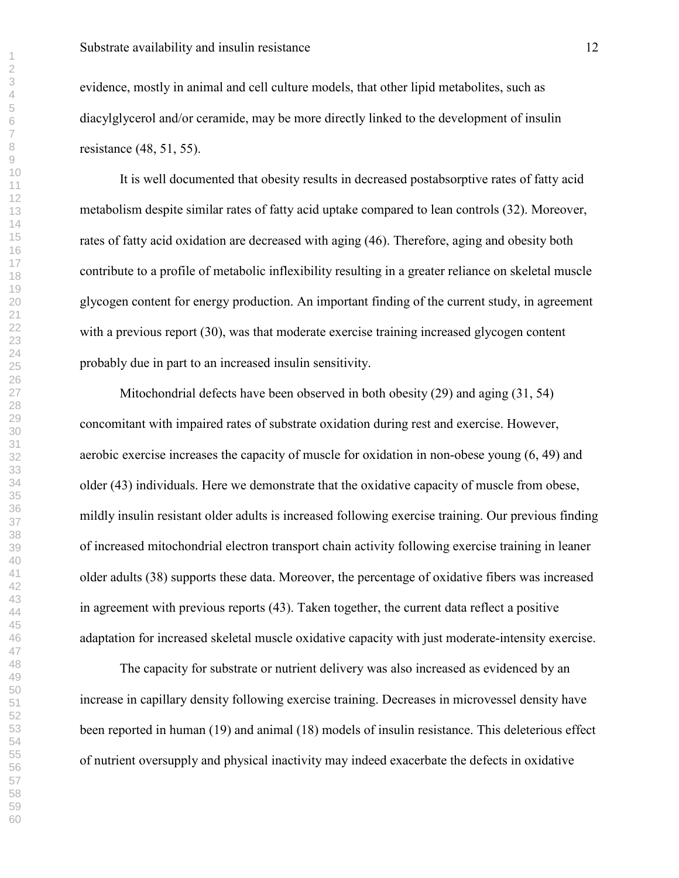evidence, mostly in animal and cell culture models, that other lipid metabolites, such as diacylglycerol and/or ceramide, may be more directly linked to the development of insulin resistance (48, 51, 55).

It is well documented that obesity results in decreased postabsorptive rates of fatty acid metabolism despite similar rates of fatty acid uptake compared to lean controls (32). Moreover, rates of fatty acid oxidation are decreased with aging (46). Therefore, aging and obesity both contribute to a profile of metabolic inflexibility resulting in a greater reliance on skeletal muscle glycogen content for energy production. An important finding of the current study, in agreement with a previous report (30), was that moderate exercise training increased glycogen content probably due in part to an increased insulin sensitivity.

Mitochondrial defects have been observed in both obesity (29) and aging (31, 54) concomitant with impaired rates of substrate oxidation during rest and exercise. However, aerobic exercise increases the capacity of muscle for oxidation in non-obese young (6, 49) and older (43) individuals. Here we demonstrate that the oxidative capacity of muscle from obese, mildly insulin resistant older adults is increased following exercise training. Our previous finding of increased mitochondrial electron transport chain activity following exercise training in leaner older adults (38) supports these data. Moreover, the percentage of oxidative fibers was increased in agreement with previous reports (43). Taken together, the current data reflect a positive adaptation for increased skeletal muscle oxidative capacity with just moderate-intensity exercise.

The capacity for substrate or nutrient delivery was also increased as evidenced by an increase in capillary density following exercise training. Decreases in microvessel density have been reported in human (19) and animal (18) models of insulin resistance. This deleterious effect of nutrient oversupply and physical inactivity may indeed exacerbate the defects in oxidative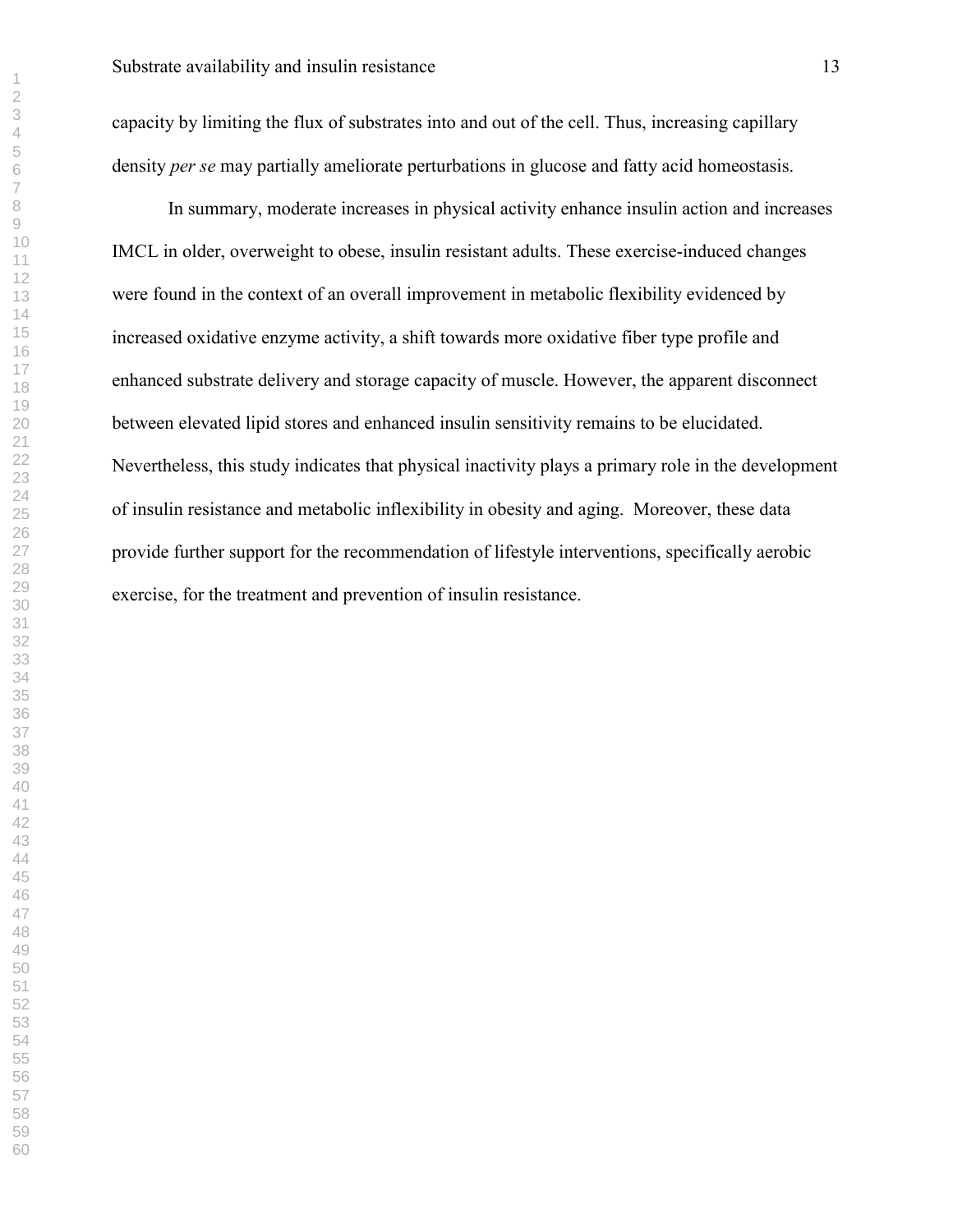capacity by limiting the flux of substrates into and out of the cell. Thus, increasing capillary density *per se* may partially ameliorate perturbations in glucose and fatty acid homeostasis.

In summary, moderate increases in physical activity enhance insulin action and increases IMCL in older, overweight to obese, insulin resistant adults. These exercise-induced changes were found in the context of an overall improvement in metabolic flexibility evidenced by increased oxidative enzyme activity, a shift towards more oxidative fiber type profile and enhanced substrate delivery and storage capacity of muscle. However, the apparent disconnect between elevated lipid stores and enhanced insulin sensitivity remains to be elucidated. Nevertheless, this study indicates that physical inactivity plays a primary role in the development of insulin resistance and metabolic inflexibility in obesity and aging. Moreover, these data provide further support for the recommendation of lifestyle interventions, specifically aerobic exercise, for the treatment and prevention of insulin resistance.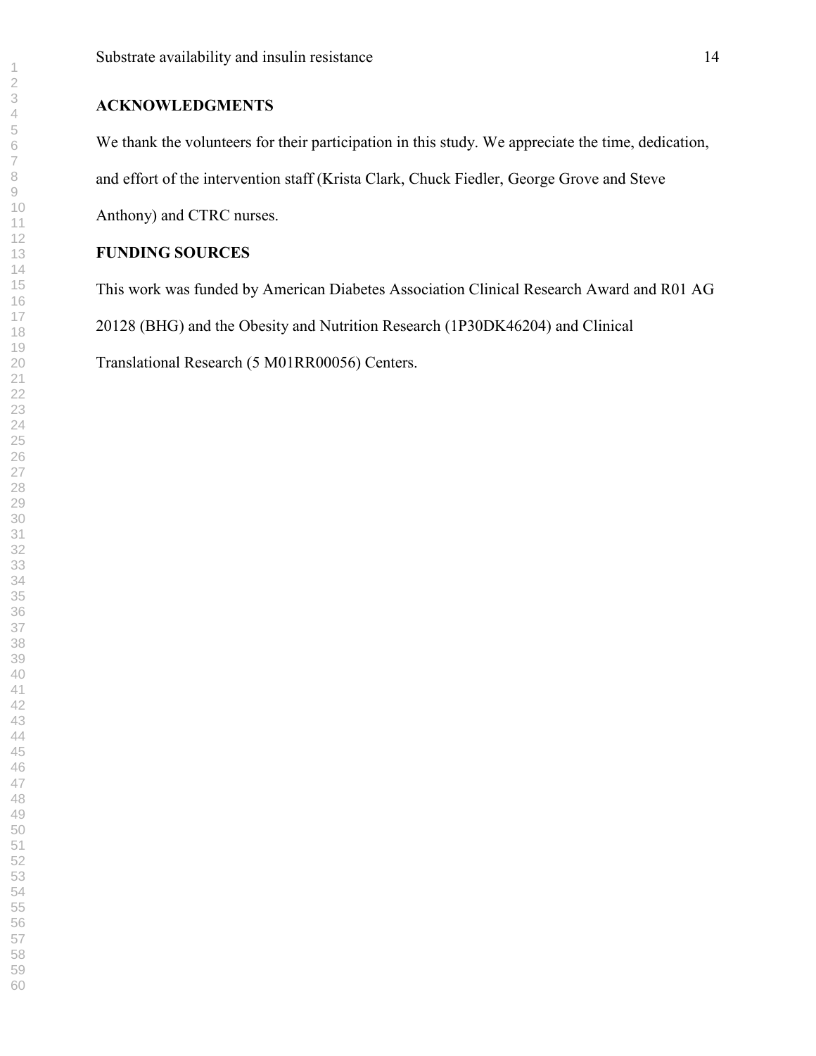## ACKNOWLEDGMENTS

We thank the volunteers for their participation in this study. We appreciate the time, dedication, and effort of the intervention staff (Krista Clark, Chuck Fiedler, George Grove and Steve Anthony) and CTRC nurses.

## FUNDING SOURCES

This work was funded by American Diabetes Association Clinical Research Award and R01 AG 20128 (BHG) and the Obesity and Nutrition Research (1P30DK46204) and Clinical Translational Research (5 M01RR00056) Centers.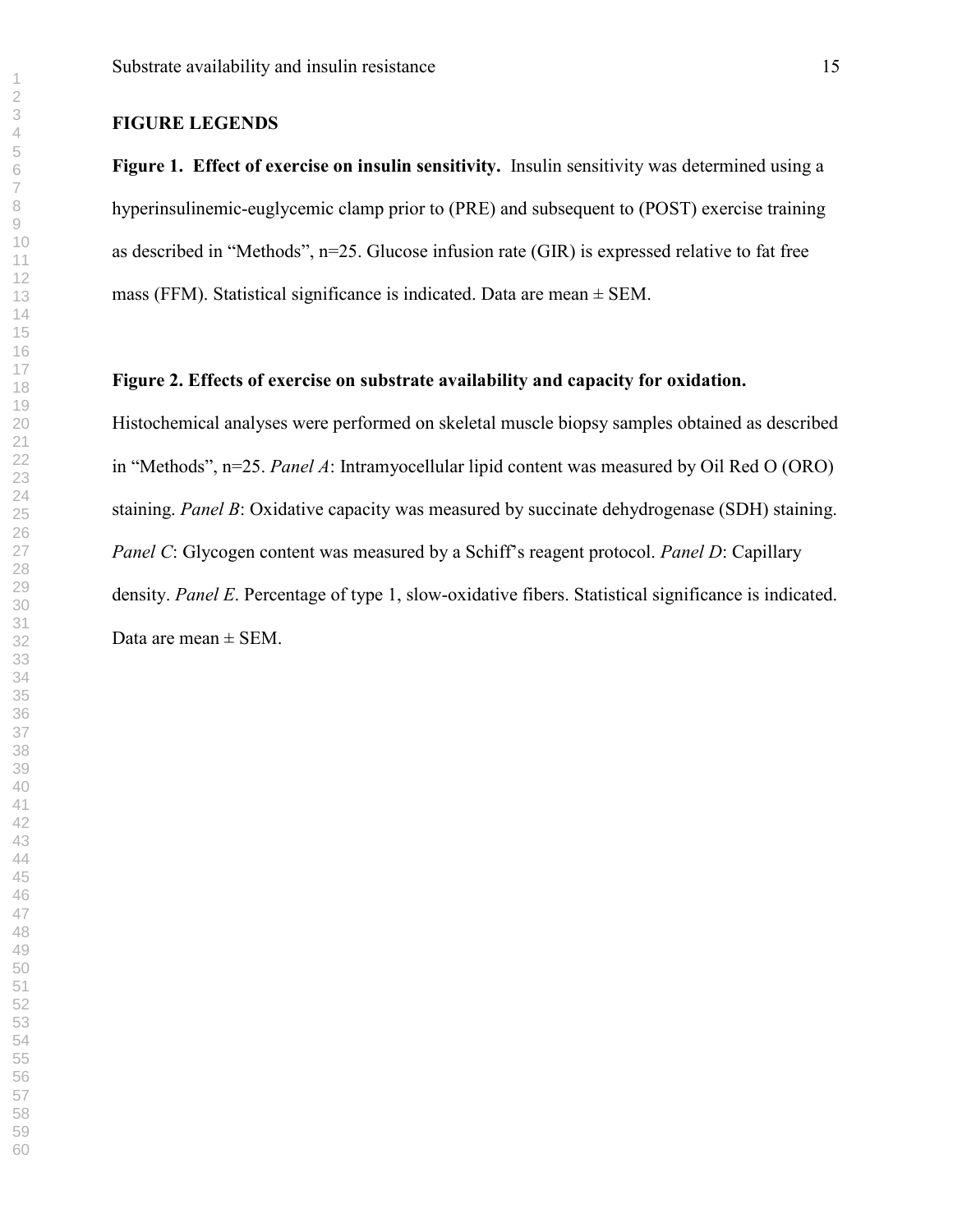## FIGURE LEGENDS

**Figure 1. Effect of exercise on insulin sensitivity.** Insulin sensitivity was determined using a hyperinsulinemic-euglycemic clamp prior to (PRE) and subsequent to (POST) exercise training as described in "Methods", n=25. Glucose infusion rate (GIR) is expressed relative to fat free mass (FFM). Statistical significance is indicated. Data are mean ± SEM.

**Figure 2. Effects of exercise on substrate availability and capacity for oxidation.** Histochemical analyses were performed on skeletal muscle biopsy samples obtained as described in "Methods", n=25. *Panel A*: Intramyocellular lipid content was measured by Oil Red O (ORO) staining. *Panel B*: Oxidative capacity was measured by succinate dehydrogenase (SDH) staining. *Panel C*: Glycogen content was measured by a Schiff's reagent protocol. *Panel D*: Capillary density. *Panel E*. Percentage of type 1, slow-oxidative fibers. Statistical significance is indicated. Data are mean ± SEM.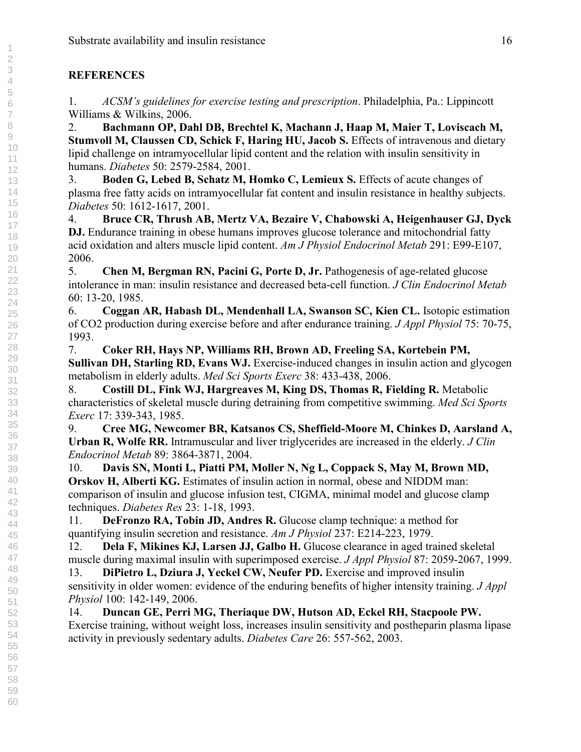## REFERENCES

1. *ACSM's guidelines for exercise testing and prescription*. Philadelphia, Pa.: Lippincott Williams & Wilkins, 2006.
2. **Bachmann OP, Dahl DB, Brechtel K, Machann J, Haap M, Maier T, Loviscach M, Stumvoll M, Claussen CD, Schick F, Haring HU, Jacob S.** Effects of intravenous and dietary lipid challenge on intramyocellular lipid content and the relation with insulin sensitivity in humans. *Diabetes* 50: 2579-2584, 2001.
3. **Boden G, Lebed B, Schatz M, Homko C, Lemieux S.** Effects of acute changes of plasma free fatty acids on intramyocellular fat content and insulin resistance in healthy subjects. *Diabetes* 50: 1612-1617, 2001.
4. **Bruce CR, Thrush AB, Mertz VA, Bezaire V, Chabowski A, Heigenhauser GJ, Dyck DJ.** Endurance training in obese humans improves glucose tolerance and mitochondrial fatty acid oxidation and alters muscle lipid content. *Am J Physiol Endocrinol Metab* 291: E99-E107, 2006.
5. **Chen M, Bergman RN, Pacini G, Porte D, Jr.** Pathogenesis of age-related glucose intolerance in man: insulin resistance and decreased beta-cell function. *J Clin Endocrinol Metab* 60: 13-20, 1985.
6. **Coggan AR, Habash DL, Mendenhall LA, Swanson SC, Kien CL.** Isotopic estimation of CO2 production during exercise before and after endurance training. *J Appl Physiol* 75: 70-75, 1993.
7. **Coker RH, Hays NP, Williams RH, Brown AD, Freeling SA, Kortebein PM, Sullivan DH, Starling RD, Evans WJ.** Exercise-induced changes in insulin action and glycogen metabolism in elderly adults. *Med Sci Sports Exerc* 38: 433-438, 2006.
8. **Costill DL, Fink WJ, Hargreaves M, King DS, Thomas R, Fielding R.** Metabolic characteristics of skeletal muscle during detraining from competitive swimming. *Med Sci Sports Exerc* 17: 339-343, 1985.
9. **Cree MG, Newcomer BR, Katsanos CS, Sheffield-Moore M, Chinkes D, Aarsland A, Urban R, Wolfe RR.** Intramuscular and liver triglycerides are increased in the elderly. *J Clin Endocrinol Metab* 89: 3864-3871, 2004.
10. **Davis SN, Monti L, Piatti PM, Moller N, Ng L, Coppack S, May M, Brown MD, Orskov H, Alberti KG.** Estimates of insulin action in normal, obese and NIDDM man: comparison of insulin and glucose infusion test, CIGMA, minimal model and glucose clamp techniques. *Diabetes Res* 23: 1-18, 1993.
11. **DeFronzo RA, Tobin JD, Andres R.** Glucose clamp technique: a method for quantifying insulin secretion and resistance. *Am J Physiol* 237: E214-223, 1979.
12. **Dela F, Mikines KJ, Larsen JJ, Galbo H.** Glucose clearance in aged trained skeletal muscle during maximal insulin with superimposed exercise. *J Appl Physiol* 87: 2059-2067, 1999.
13. **DiPietro L, Dziura J, Yeckel CW, Neufer PD.** Exercise and improved insulin sensitivity in older women: evidence of the enduring benefits of higher intensity training. *J Appl Physiol* 100: 142-149, 2006.
14. **Duncan GE, Perri MG, Theriaque DW, Hutson AD, Eckel RH, Stacpoole PW.** Exercise training, without weight loss, increases insulin sensitivity and postheparin plasma lipase activity in previously sedentary adults. *Diabetes Care* 26: 557-562, 2003.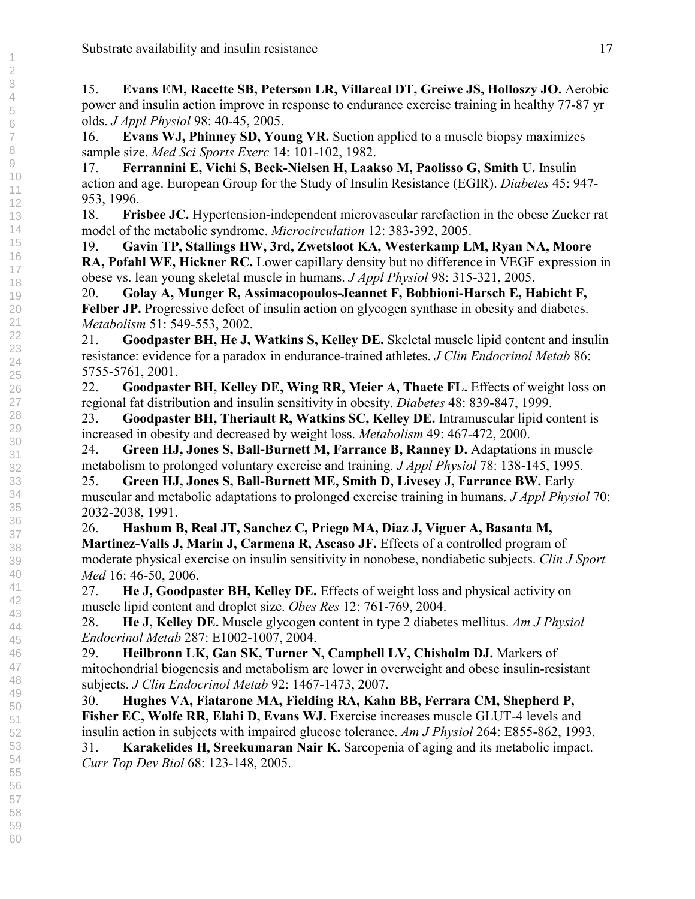15. **Evans EM, Racette SB, Peterson LR, Villareal DT, Greiwe JS, Holloszy JO.** Aerobic power and insulin action improve in response to endurance exercise training in healthy 77-87 yr olds. *J Appl Physiol* 98: 40-45, 2005.

16. **Evans WJ, Phinney SD, Young VR.** Suction applied to a muscle biopsy maximizes sample size. *Med Sci Sports Exerc* 14: 101-102, 1982.

17. **Ferrannini E, Vichi S, Beck-Nielsen H, Laakso M, Paolisso G, Smith U.** Insulin action and age. European Group for the Study of Insulin Resistance (EGIR). *Diabetes* 45: 947-953, 1996.

18. **Frisbee JC.** Hypertension-independent microvascular rarefaction in the obese Zucker rat model of the metabolic syndrome. *Microcirculation* 12: 383-392, 2005.

19. **Gavin TP, Stallings HW, 3rd, Zwetsloot KA, Westerkamp LM, Ryan NA, Moore RA, Pofahl WE, Hickner RC.** Lower capillary density but no difference in VEGF expression in obese vs. lean young skeletal muscle in humans. *J Appl Physiol* 98: 315-321, 2005.

20. **Golay A, Munger R, Assimacopoulos-Jeannet F, Bobbioni-Harsch E, Habicht F, Felber JP.** Progressive defect of insulin action on glycogen synthase in obesity and diabetes. *Metabolism* 51: 549-553, 2002.

21. **Goodpaster BH, He J, Watkins S, Kelley DE.** Skeletal muscle lipid content and insulin resistance: evidence for a paradox in endurance-trained athletes. *J Clin Endocrinol Metab* 86: 5755-5761, 2001.

22. **Goodpaster BH, Kelley DE, Wing RR, Meier A, Thaete FL.** Effects of weight loss on regional fat distribution and insulin sensitivity in obesity. *Diabetes* 48: 839-847, 1999.

23. **Goodpaster BH, Theriault R, Watkins SC, Kelley DE.** Intramuscular lipid content is increased in obesity and decreased by weight loss. *Metabolism* 49: 467-472, 2000.

24. **Green HJ, Jones S, Ball-Burnett M, Farrance B, Ranney D.** Adaptations in muscle metabolism to prolonged voluntary exercise and training. *J Appl Physiol* 78: 138-145, 1995.

25. **Green HJ, Jones S, Ball-Burnett ME, Smith D, Livesey J, Farrance BW.** Early muscular and metabolic adaptations to prolonged exercise training in humans. *J Appl Physiol* 70: 2032-2038, 1991.

26. **Hasbum B, Real JT, Sanchez C, Priego MA, Diaz J, Viguer A, Basanta M, Martinez-Valls J, Marin J, Carmena R, Ascaso JF.** Effects of a controlled program of moderate physical exercise on insulin sensitivity in nonobese, nondiabetic subjects. *Clin J Sport Med* 16: 46-50, 2006.

27. **He J, Goodpaster BH, Kelley DE.** Effects of weight loss and physical activity on muscle lipid content and droplet size. *Obes Res* 12: 761-769, 2004.

28. **He J, Kelley DE.** Muscle glycogen content in type 2 diabetes mellitus. *Am J Physiol Endocrinol Metab* 287: E1002-1007, 2004.

29. **Heilbronn LK, Gan SK, Turner N, Campbell LV, Chisholm DJ.** Markers of mitochondrial biogenesis and metabolism are lower in overweight and obese insulin-resistant subjects. *J Clin Endocrinol Metab* 92: 1467-1473, 2007.

30. **Hughes VA, Fiatarone MA, Fielding RA, Kahn BB, Ferrara CM, Shepherd P, Fisher EC, Wolfe RR, Elahi D, Evans WJ.** Exercise increases muscle GLUT-4 levels and insulin action in subjects with impaired glucose tolerance. *Am J Physiol* 264: E855-862, 1993.

31. **Karakelides H, Sreekumaran Nair K.** Sarcopenia of aging and its metabolic impact. *Curr Top Dev Biol* 68: 123-148, 2005.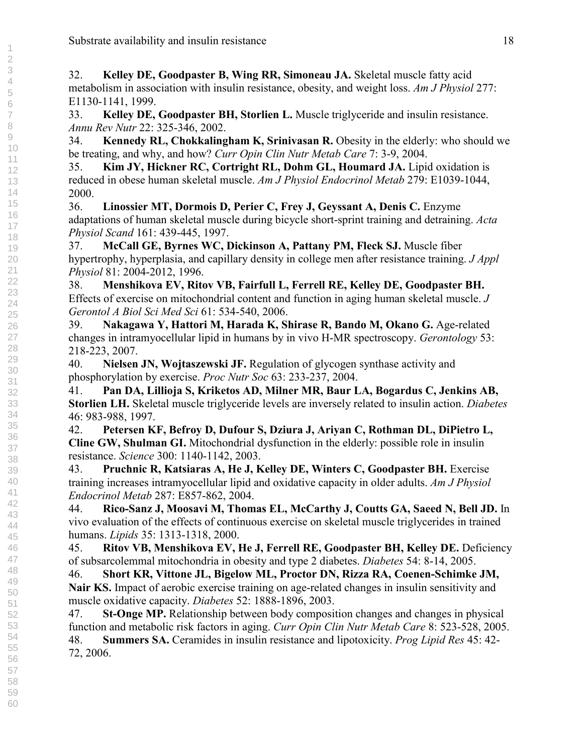32. **Kelley DE, Goodpaster B, Wing RR, Simoneau JA.** Skeletal muscle fatty acid metabolism in association with insulin resistance, obesity, and weight loss. *Am J Physiol* 277: E1130-1141, 1999.

33. **Kelley DE, Goodpaster BH, Storlien L.** Muscle triglyceride and insulin resistance. *Annu Rev Nutr* 22: 325-346, 2002.

34. **Kennedy RL, Chokkalingham K, Srinivasan R.** Obesity in the elderly: who should we be treating, and why, and how? *Curr Opin Clin Nutr Metab Care* 7: 3-9, 2004.

35. **Kim JY, Hickner RC, Cortright RL, Dohm GL, Houmard JA.** Lipid oxidation is reduced in obese human skeletal muscle. *Am J Physiol Endocrinol Metab* 279: E1039-1044, 2000.

36. **Linossier MT, Dormois D, Perier C, Frey J, Geyssant A, Denis C.** Enzyme adaptations of human skeletal muscle during bicycle short-sprint training and detraining. *Acta Physiol Scand* 161: 439-445, 1997.

37. **McCall GE, Byrnes WC, Dickinson A, Pattany PM, Fleck SJ.** Muscle fiber hypertrophy, hyperplasia, and capillary density in college men after resistance training. *J Appl Physiol* 81: 2004-2012, 1996.

38. **Menshikova EV, Ritov VB, Fairfull L, Ferrell RE, Kelley DE, Goodpaster BH.** Effects of exercise on mitochondrial content and function in aging human skeletal muscle. *J Gerontol A Biol Sci Med Sci* 61: 534-540, 2006.

39. **Nakagawa Y, Hattori M, Harada K, Shirase R, Bando M, Okano G.** Age-related changes in intramyocellular lipid in humans by in vivo H-MR spectroscopy. *Gerontology* 53: 218-223, 2007.

40. **Nielsen JN, Wojtaszewski JF.** Regulation of glycogen synthase activity and phosphorylation by exercise. *Proc Nutr Soc* 63: 233-237, 2004.

41. **Pan DA, Lillioja S, Kriketos AD, Milner MR, Baur LA, Bogardus C, Jenkins AB, Storlien LH.** Skeletal muscle triglyceride levels are inversely related to insulin action. *Diabetes* 46: 983-988, 1997.

42. **Petersen KF, Befroy D, Dufour S, Dziura J, Ariyan C, Rothman DL, DiPietro L, Cline GW, Shulman GI.** Mitochondrial dysfunction in the elderly: possible role in insulin resistance. *Science* 300: 1140-1142, 2003.

43. **Pruchnic R, Katsiaras A, He J, Kelley DE, Winters C, Goodpaster BH.** Exercise training increases intramyocellular lipid and oxidative capacity in older adults. *Am J Physiol Endocrinol Metab* 287: E857-862, 2004.

44. **Rico-Sanz J, Moosavi M, Thomas EL, McCarthy J, Coutts GA, Saeed N, Bell JD.** In vivo evaluation of the effects of continuous exercise on skeletal muscle triglycerides in trained humans. *Lipids* 35: 1313-1318, 2000.

45. **Ritov VB, Menshikova EV, He J, Ferrell RE, Goodpaster BH, Kelley DE.** Deficiency of subsarcolemmal mitochondria in obesity and type 2 diabetes. *Diabetes* 54: 8-14, 2005.

46. **Short KR, Vittone JL, Bigelow ML, Proctor DN, Rizza RA, Coenen-Schimke JM, Nair KS.** Impact of aerobic exercise training on age-related changes in insulin sensitivity and muscle oxidative capacity. *Diabetes* 52: 1888-1896, 2003.

47. **St-Onge MP.** Relationship between body composition changes and changes in physical function and metabolic risk factors in aging. *Curr Opin Clin Nutr Metab Care* 8: 523-528, 2005.

48. **Summers SA.** Ceramides in insulin resistance and lipotoxicity. *Prog Lipid Res* 45: 42-72, 2006.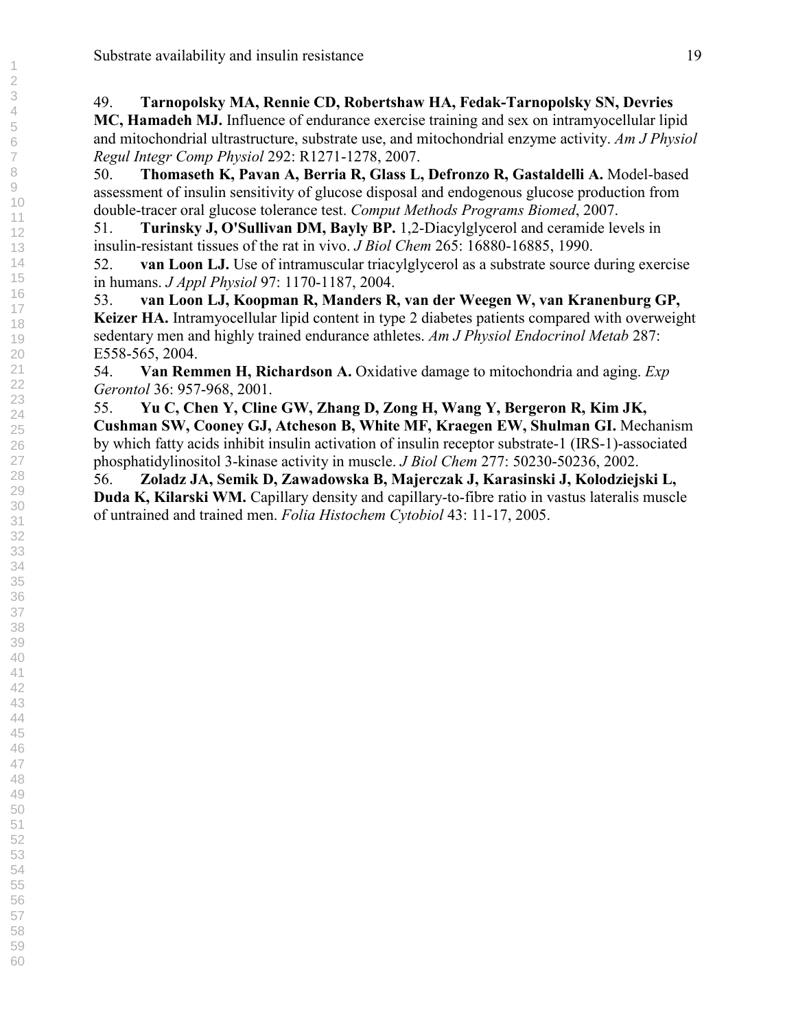49. **Tarnopolsky MA, Rennie CD, Robertshaw HA, Fedak-Tarnopolsky SN, Devries MC, Hamadeh MJ.** Influence of endurance exercise training and sex on intramyocellular lipid and mitochondrial ultrastructure, substrate use, and mitochondrial enzyme activity. *Am J Physiol Regul Integr Comp Physiol* 292: R1271-1278, 2007.

50. **Thomaseth K, Pavan A, Berria R, Glass L, Defronzo R, Gastaldelli A.** Model-based assessment of insulin sensitivity of glucose disposal and endogenous glucose production from double-tracer oral glucose tolerance test. *Comput Methods Programs Biomed*, 2007.

51. **Turinsky J, O'Sullivan DM, Bayly BP.** 1,2-Diacylglycerol and ceramide levels in insulin-resistant tissues of the rat in vivo. *J Biol Chem* 265: 16880-16885, 1990.

52. **van Loon LJ.** Use of intramuscular triacylglycerol as a substrate source during exercise in humans. *J Appl Physiol* 97: 1170-1187, 2004.

53. **van Loon LJ, Koopman R, Manders R, van der Weegen W, van Kranenburg GP, Keizer HA.** Intramyocellular lipid content in type 2 diabetes patients compared with overweight sedentary men and highly trained endurance athletes. *Am J Physiol Endocrinol Metab* 287: E558-565, 2004.

54. **Van Remmen H, Richardson A.** Oxidative damage to mitochondria and aging. *Exp Gerontol* 36: 957-968, 2001.

55. **Yu C, Chen Y, Cline GW, Zhang D, Zong H, Wang Y, Bergeron R, Kim JK, Cushman SW, Cooney GJ, Atcheson B, White MF, Kraegen EW, Shulman GI.** Mechanism by which fatty acids inhibit insulin activation of insulin receptor substrate-1 (IRS-1)-associated phosphatidylinositol 3-kinase activity in muscle. *J Biol Chem* 277: 50230-50236, 2002.

56. **Zoladz JA, Semik D, Zawadowska B, Majerczak J, Karasinski J, Kolodziejski L, Duda K, Kilarski WM.** Capillary density and capillary-to-fibre ratio in vastus lateralis muscle of untrained and trained men. *Folia Histochem Cytobiol* 43: 11-17, 2005.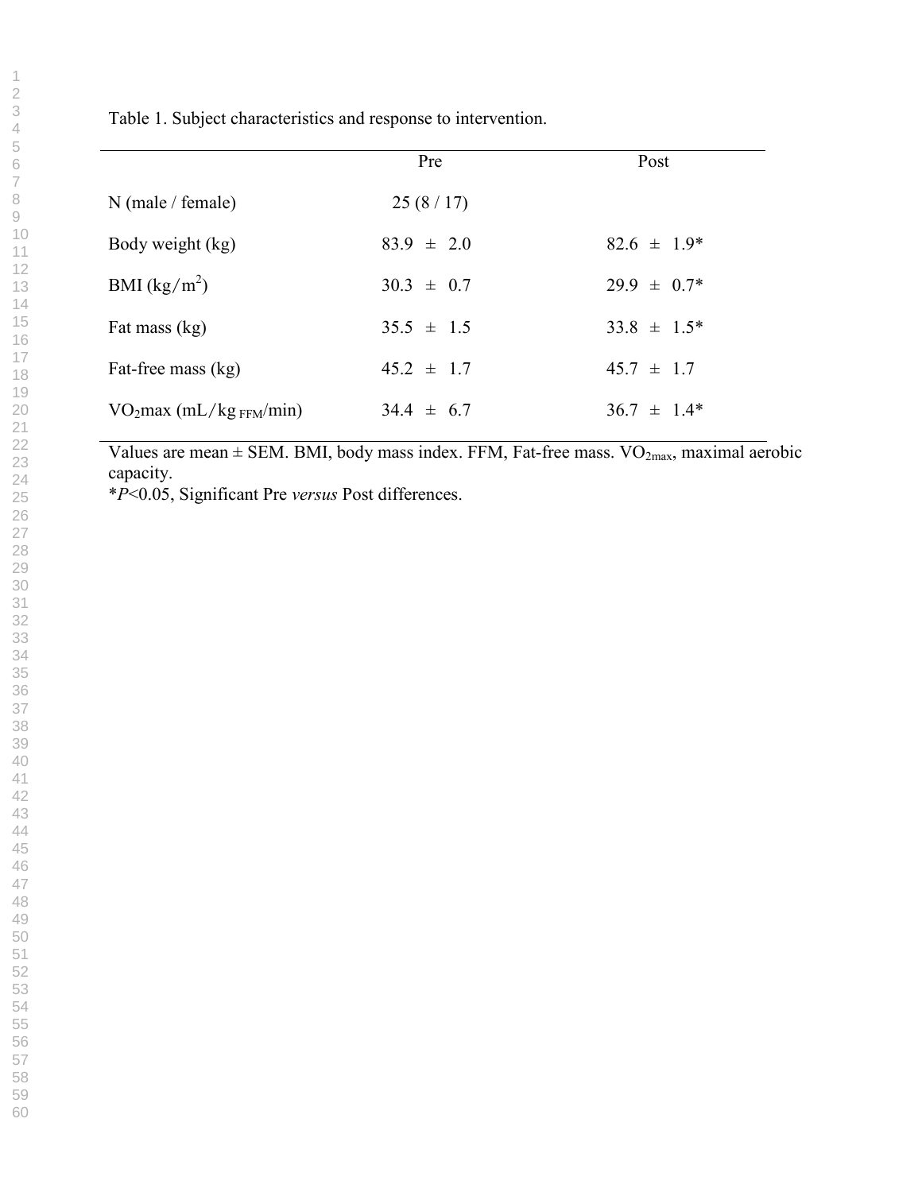Table 1. Subject characteristics and response to intervention.

| | Pre | Post |
|---|---|---|
| N (male / female) | 25 (8 / 17) | |
| Body weight (kg) | 83.9 ± 2.0 | 82.6 ± 1.9* |
| BMI ($kg/m^2$) | 30.3 ± 0.7 | 29.9 ± 0.7* |
| Fat mass (kg) | 35.5 ± 1.5 | 33.8 ± 1.5* |
| Fat-free mass (kg) | 45.2 ± 1.7 | 45.7 ± 1.7 |
| $VO_2max$ ($mL/kg_{FFM}/min$) | 34.4 ± 6.7 | 36.7 ± 1.4* |

Values are mean ± SEM. BMI, body mass index. FFM, Fat-free mass. $VO_{2max}$, maximal aerobic capacity.

*$P$<0.05, Significant Pre *versus* Post differences.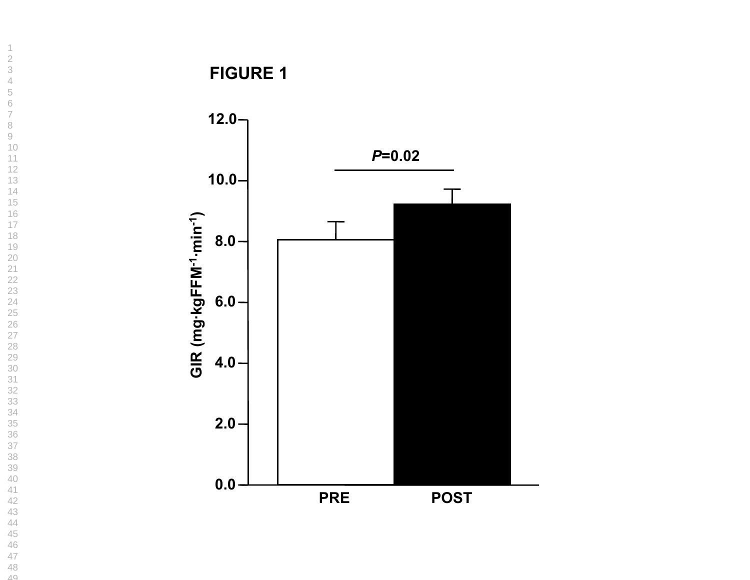FIGURE 1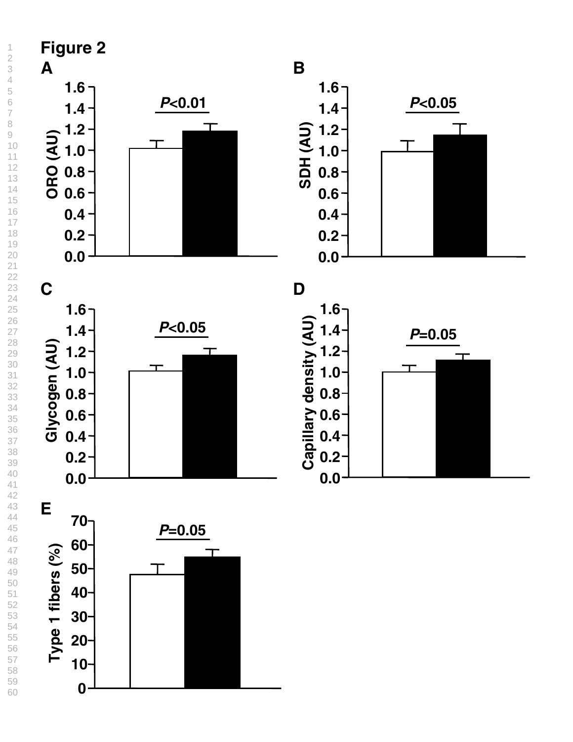# Figure 2

A

1.6
1.4
1.2
1.0
0.8
0.6
0.4
0.2
0.0

ORO (AU)

*P*<0.01

B

1.6
1.4
1.2
1.0
0.8
0.6
0.4
0.2
0.0

SDH (AU)

*P*<0.05

C

1.6
1.4
1.2
1.0
0.8
0.6
0.4
0.2
0.0

Glycogen (AU)

*P*<0.05

D

1.6
1.4
1.2
1.0
0.8
0.6
0.4
0.2
0.0

Capillary density (AU)

*P*=0.05

E

70
60
50
40
30
20
10
0

Type 1 fibers (%)

*P*=0.05